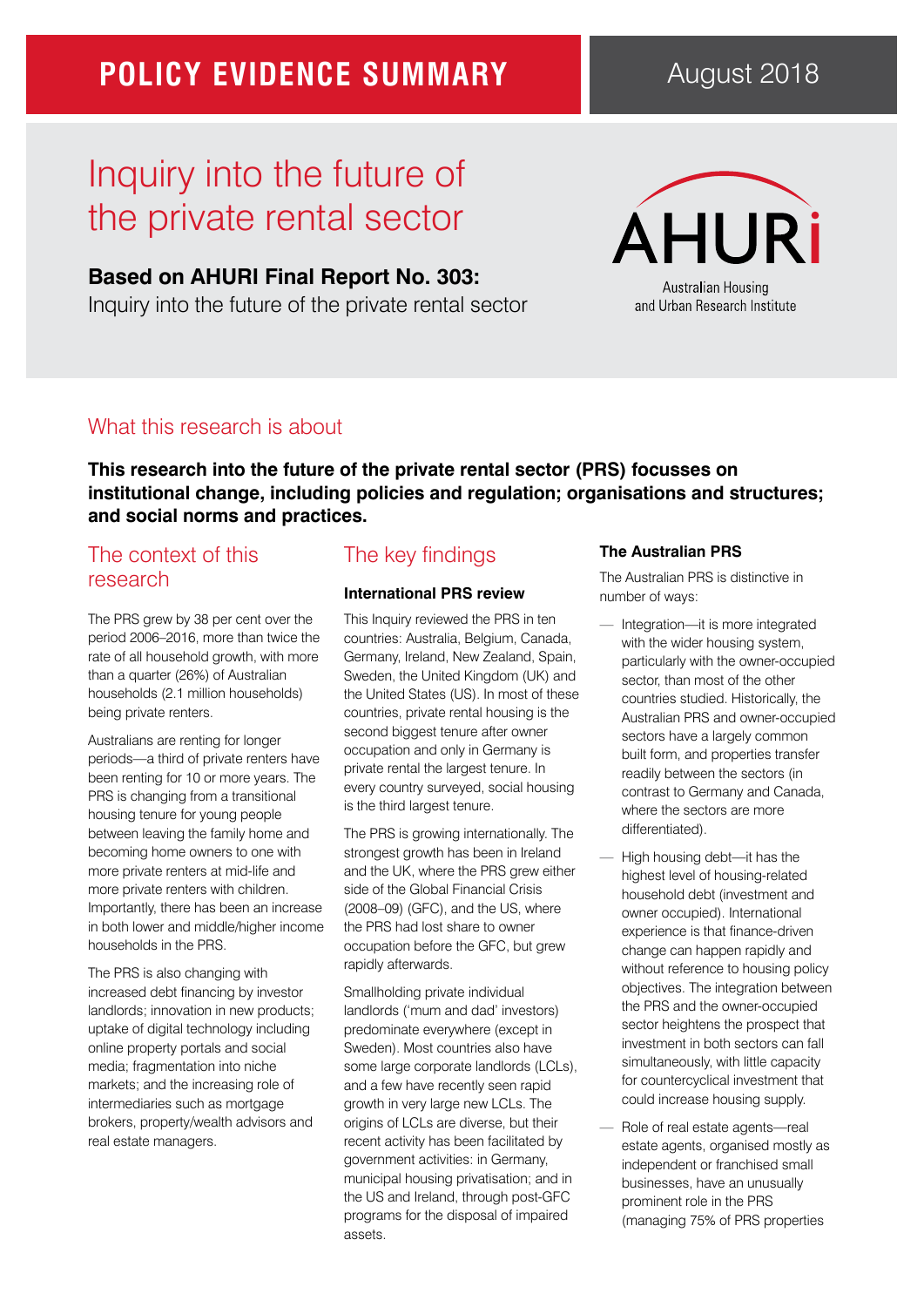POLICY EVIDENCE SUMMARY

August 2018

# Inquiry into the future of the private rental sector

**Based on AHURI Final Report No. 303:**
Inquiry into the future of the private rental sector

AHURI
Australian Housing and Urban Research Institute

## What this research is about

**This research into the future of the private rental sector (PRS) focusses on institutional change, including policies and regulation; organisations and structures; and social norms and practices.**

## The context of this research

The PRS grew by 38 per cent over the period 2006–2016, more than twice the rate of all household growth, with more than a quarter (26%) of Australian households (2.1 million households) being private renters.

Australians are renting for longer periods—a third of private renters have been renting for 10 or more years. The PRS is changing from a transitional housing tenure for young people between leaving the family home and becoming home owners to one with more private renters at mid-life and more private renters with children. Importantly, there has been an increase in both lower and middle/higher income households in the PRS.

The PRS is also changing with increased debt financing by investor landlords; innovation in new products; uptake of digital technology including online property portals and social media; fragmentation into niche markets; and the increasing role of intermediaries such as mortgage brokers, property/wealth advisors and real estate managers.

## The key findings

### International PRS review

This Inquiry reviewed the PRS in ten countries: Australia, Belgium, Canada, Germany, Ireland, New Zealand, Spain, Sweden, the United Kingdom (UK) and the United States (US). In most of these countries, private rental housing is the second biggest tenure after owner occupation and only in Germany is private rental the largest tenure. In every country surveyed, social housing is the third largest tenure.

The PRS is growing internationally. The strongest growth has been in Ireland and the UK, where the PRS grew either side of the Global Financial Crisis (2008–09) (GFC), and the US, where the PRS had lost share to owner occupation before the GFC, but grew rapidly afterwards.

Smallholding private individual landlords ('mum and dad' investors) predominate everywhere (except in Sweden). Most countries also have some large corporate landlords (LCLs), and a few have recently seen rapid growth in very large new LCLs. The origins of LCLs are diverse, but their recent activity has been facilitated by government activities: in Germany, municipal housing privatisation; and in the US and Ireland, through post-GFC programs for the disposal of impaired assets.

### The Australian PRS

The Australian PRS is distinctive in number of ways:

- Integration—it is more integrated with the wider housing system, particularly with the owner-occupied sector, than most of the other countries studied. Historically, the Australian PRS and owner-occupied sectors have a largely common built form, and properties transfer readily between the sectors (in contrast to Germany and Canada, where the sectors are more differentiated).
- High housing debt—it has the highest level of housing-related household debt (investment and owner occupied). International experience is that finance-driven change can happen rapidly and without reference to housing policy objectives. The integration between the PRS and the owner-occupied sector heightens the prospect that investment in both sectors can fall simultaneously, with little capacity for countercyclical investment that could increase housing supply.
- Role of real estate agents—real estate agents, organised mostly as independent or franchised small businesses, have an unusually prominent role in the PRS (managing 75% of PRS properties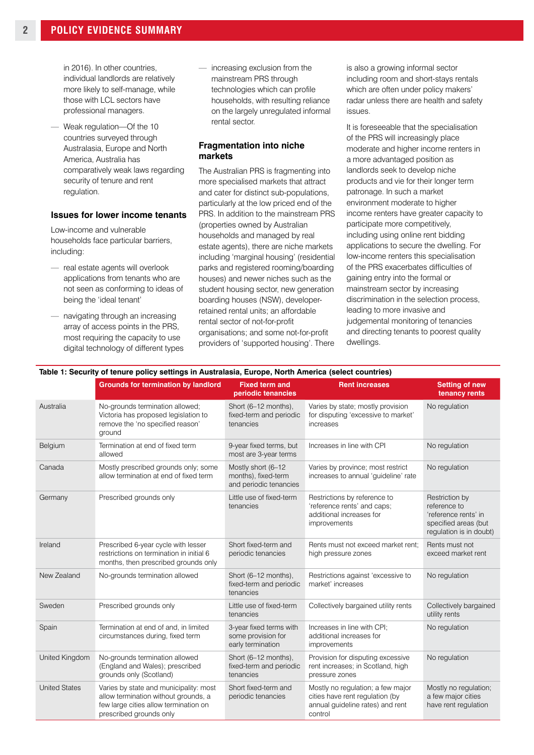in 2016). In other countries, individual landlords are relatively more likely to self-manage, while those with LCL sectors have professional managers.

- Weak regulation—Of the 10 countries surveyed through Australasia, Europe and North America, Australia has comparatively weak laws regarding security of tenure and rent regulation.

### Issues for lower income tenants

Low-income and vulnerable households face particular barriers, including:

- real estate agents will overlook applications from tenants who are not seen as conforming to ideas of being the 'ideal tenant'
- navigating through an increasing array of access points in the PRS, most requiring the capacity to use digital technology of different types
- increasing exclusion from the mainstream PRS through technologies which can profile households, with resulting reliance on the largely unregulated informal rental sector.

### Fragmentation into niche markets

The Australian PRS is fragmenting into more specialised markets that attract and cater for distinct sub-populations, particularly at the low priced end of the PRS. In addition to the mainstream PRS (properties owned by Australian households and managed by real estate agents), there are niche markets including 'marginal housing' (residential parks and registered rooming/boarding houses) and newer niches such as the student housing sector, new generation boarding houses (NSW), developer-retained rental units; an affordable rental sector of not-for-profit organisations; and some not-for-profit providers of 'supported housing'. There is also a growing informal sector including room and short-stays rentals which are often under policy makers' radar unless there are health and safety issues.

It is foreseeable that the specialisation of the PRS will increasingly place moderate and higher income renters in a more advantaged position as landlords seek to develop niche products and vie for their longer term patronage. In such a market environment moderate to higher income renters have greater capacity to participate more competitively, including using online rent bidding applications to secure the dwelling. For low-income renters this specialisation of the PRS exacerbates difficulties of gaining entry into the formal or mainstream sector by increasing discrimination in the selection process, leading to more invasive and judgemental monitoring of tenancies and directing tenants to poorest quality dwellings.

**Table 1: Security of tenure policy settings in Australasia, Europe, North America (select countries)**

| | Grounds for termination by landlord | Fixed term and periodic tenancies | Rent increases | Setting of new tenancy rents |
|---|---|---|---|---|
| Australia | No-grounds termination allowed; Victoria has proposed legislation to remove the 'no specified reason' ground | Short (6–12 months), fixed-term and periodic tenancies | Varies by state; mostly provision for disputing 'excessive to market' increases | No regulation |
| Belgium | Termination at end of fixed term allowed | 9-year fixed terms, but most are 3-year terms | Increases in line with CPI | No regulation |
| Canada | Mostly prescribed grounds only; some allow termination at end of fixed term | Mostly short (6–12 months), fixed-term and periodic tenancies | Varies by province; most restrict increases to annual 'guideline' rate | No regulation |
| Germany | Prescribed grounds only | Little use of fixed-term tenancies | Restrictions by reference to 'reference rents' and caps; additional increases for improvements | Restriction by reference to 'reference rents' in specified areas (but regulation is in doubt) |
| Ireland | Prescribed 6-year cycle with lesser restrictions on termination in initial 6 months, then prescribed grounds only | Short fixed-term and periodic tenancies | Rents must not exceed market rent; high pressure zones | Rents must not exceed market rent |
| New Zealand | No-grounds termination allowed | Short (6–12 months), fixed-term and periodic tenancies | Restrictions against 'excessive to market' increases | No regulation |
| Sweden | Prescribed grounds only | Little use of fixed-term tenancies | Collectively bargained utility rents | Collectively bargained utility rents |
| Spain | Termination at end of and, in limited circumstances during, fixed term | 3-year fixed terms with some provision for early termination | Increases in line with CPI; additional increases for improvements | No regulation |
| United Kingdom | No-grounds termination allowed (England and Wales); prescribed grounds only (Scotland) | Short (6–12 months), fixed-term and periodic tenancies | Provision for disputing excessive rent increases; in Scotland, high pressure zones | No regulation |
| United States | Varies by state and municipality: most allow termination without grounds, a few large cities allow termination on prescribed grounds only | Short fixed-term and periodic tenancies | Mostly no regulation; a few major cities have rent regulation (by annual guideline rates) and rent control | Mostly no regulation; a few major cities have rent regulation |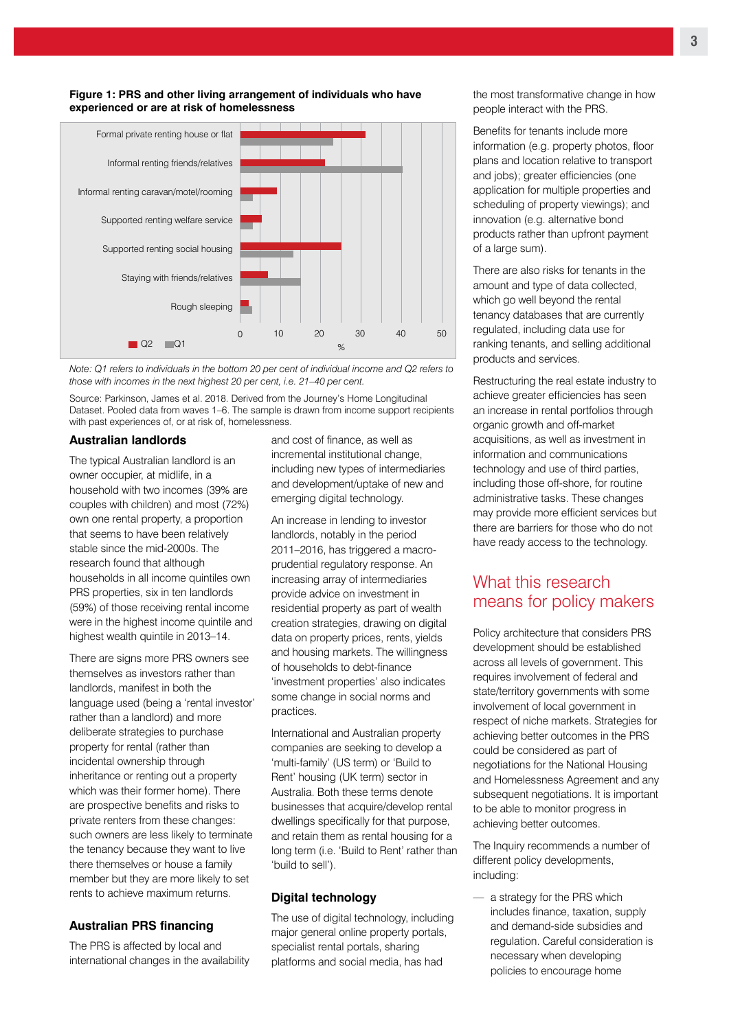**Figure 1: PRS and other living arrangement of individuals who have experienced or are at risk of homelessness**

*Note: Q1 refers to individuals in the bottom 20 per cent of individual income and Q2 refers to those with incomes in the next highest 20 per cent, i.e. 21–40 per cent.*

Source: Parkinson, James et al. 2018. Derived from the Journey's Home Longitudinal Dataset. Pooled data from waves 1–6. The sample is drawn from income support recipients with past experiences of, or at risk of, homelessness.

### Australian landlords

The typical Australian landlord is an owner occupier, at midlife, in a household with two incomes (39% are couples with children) and most (72%) own one rental property, a proportion that seems to have been relatively stable since the mid-2000s. The research found that although households in all income quintiles own PRS properties, six in ten landlords (59%) of those receiving rental income were in the highest income quintile and highest wealth quintile in 2013–14.

There are signs more PRS owners see themselves as investors rather than landlords, manifest in both the language used (being a 'rental investor' rather than a landlord) and more deliberate strategies to purchase property for rental (rather than incidental ownership through inheritance or renting out a property which was their former home). There are prospective benefits and risks to private renters from these changes: such owners are less likely to terminate the tenancy because they want to live there themselves or house a family member but they are more likely to set rents to achieve maximum returns.

### Australian PRS financing

The PRS is affected by local and international changes in the availability and cost of finance, as well as incremental institutional change, including new types of intermediaries and development/uptake of new and emerging digital technology.

An increase in lending to investor landlords, notably in the period 2011–2016, has triggered a macro-prudential regulatory response. An increasing array of intermediaries provide advice on investment in residential property as part of wealth creation strategies, drawing on digital data on property prices, rents, yields and housing markets. The willingness of households to debt-finance 'investment properties' also indicates some change in social norms and practices.

International and Australian property companies are seeking to develop a 'multi-family' (US term) or 'Build to Rent' housing (UK term) sector in Australia. Both these terms denote businesses that acquire/develop rental dwellings specifically for that purpose, and retain them as rental housing for a long term (i.e. 'Build to Rent' rather than 'build to sell').

### Digital technology

The use of digital technology, including major general online property portals, specialist rental portals, sharing platforms and social media, has had the most transformative change in how people interact with the PRS.

Benefits for tenants include more information (e.g. property photos, floor plans and location relative to transport and jobs); greater efficiencies (one application for multiple properties and scheduling of property viewings); and innovation (e.g. alternative bond products rather than upfront payment of a large sum).

There are also risks for tenants in the amount and type of data collected, which go well beyond the rental tenancy databases that are currently regulated, including data use for ranking tenants, and selling additional products and services.

Restructuring the real estate industry to achieve greater efficiencies has seen an increase in rental portfolios through organic growth and off-market acquisitions, as well as investment in information and communications technology and use of third parties, including those off-shore, for routine administrative tasks. These changes may provide more efficient services but there are barriers for those who do not have ready access to the technology.

## What this research means for policy makers

Policy architecture that considers PRS development should be established across all levels of government. This requires involvement of federal and state/territory governments with some involvement of local government in respect of niche markets. Strategies for achieving better outcomes in the PRS could be considered as part of negotiations for the National Housing and Homelessness Agreement and any subsequent negotiations. It is important to be able to monitor progress in achieving better outcomes.

The Inquiry recommends a number of different policy developments, including:

— a strategy for the PRS which includes finance, taxation, supply and demand-side subsidies and regulation. Careful consideration is necessary when developing policies to encourage home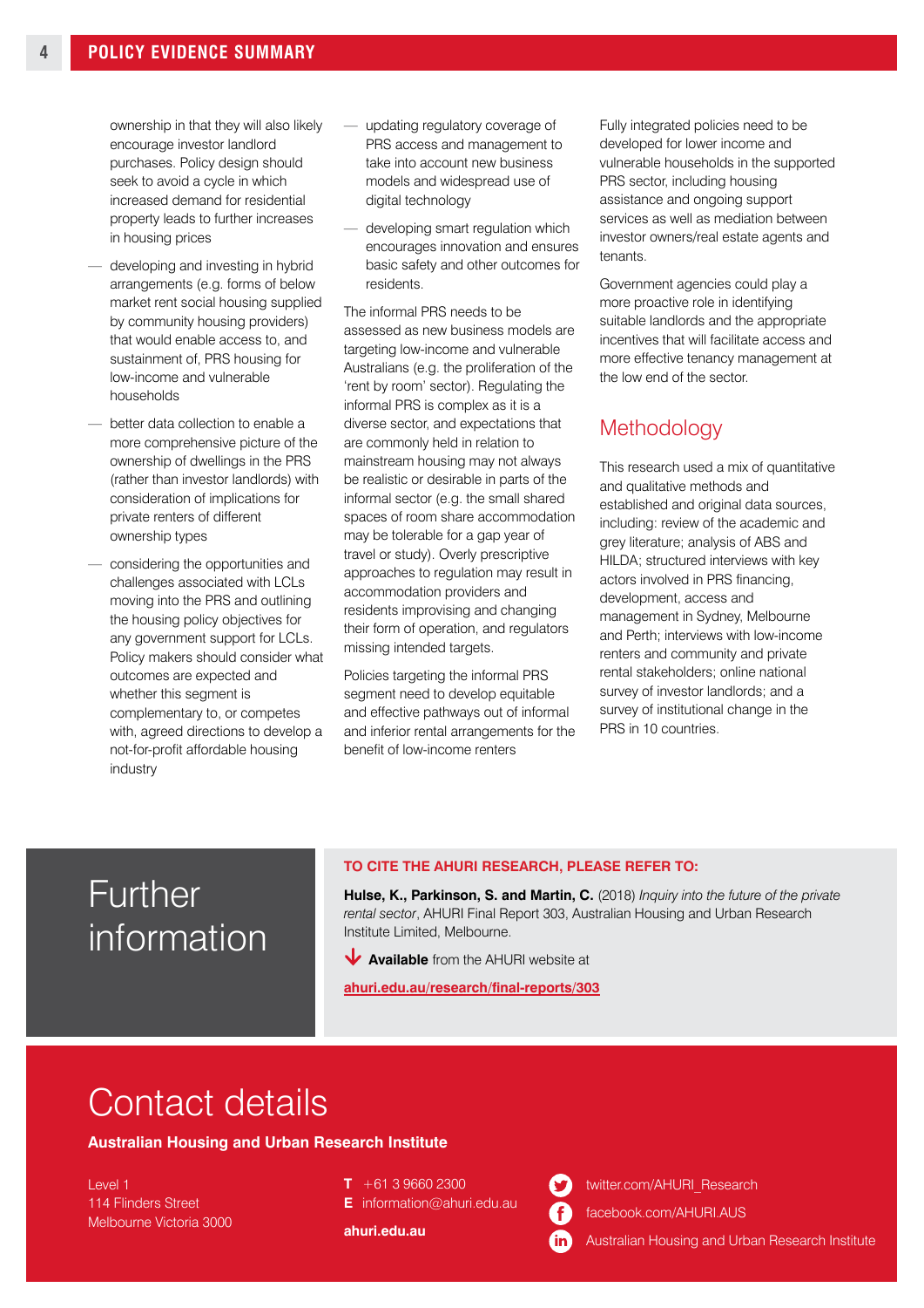ownership in that they will also likely encourage investor landlord purchases. Policy design should seek to avoid a cycle in which increased demand for residential property leads to further increases in housing prices

- developing and investing in hybrid arrangements (e.g. forms of below market rent social housing supplied by community housing providers) that would enable access to, and sustainment of, PRS housing for low-income and vulnerable households
- better data collection to enable a more comprehensive picture of the ownership of dwellings in the PRS (rather than investor landlords) with consideration of implications for private renters of different ownership types
- considering the opportunities and challenges associated with LCLs moving into the PRS and outlining the housing policy objectives for any government support for LCLs. Policy makers should consider what outcomes are expected and whether this segment is complementary to, or competes with, agreed directions to develop a not-for-profit affordable housing industry
- updating regulatory coverage of PRS access and management to take into account new business models and widespread use of digital technology
- developing smart regulation which encourages innovation and ensures basic safety and other outcomes for residents.

The informal PRS needs to be assessed as new business models are targeting low-income and vulnerable Australians (e.g. the proliferation of the 'rent by room' sector). Regulating the informal PRS is complex as it is a diverse sector, and expectations that are commonly held in relation to mainstream housing may not always be realistic or desirable in parts of the informal sector (e.g. the small shared spaces of room share accommodation may be tolerable for a gap year of travel or study). Overly prescriptive approaches to regulation may result in accommodation providers and residents improving and changing their form of operation, and regulators missing intended targets.

Policies targeting the informal PRS segment need to develop equitable and effective pathways out of informal and inferior rental arrangements for the benefit of low-income renters

Fully integrated policies need to be developed for lower income and vulnerable households in the supported PRS sector, including housing assistance and ongoing support services as well as mediation between investor owners/real estate agents and tenants.

Government agencies could play a more proactive role in identifying suitable landlords and the appropriate incentives that will facilitate access and more effective tenancy management at the low end of the sector.

## Methodology

This research used a mix of quantitative and qualitative methods and established and original data sources, including: review of the academic and grey literature; analysis of ABS and HILDA; structured interviews with key actors involved in PRS financing, development, access and management in Sydney, Melbourne and Perth; interviews with low-income renters and community and private rental stakeholders; online national survey of investor landlords; and a survey of institutional change in the PRS in 10 countries.

# Further information

**TO CITE THE AHURI RESEARCH, PLEASE REFER TO:**

**Hulse, K., Parkinson, S. and Martin, C.** (2018) *Inquiry into the future of the private rental sector*, AHURI Final Report 303, Australian Housing and Urban Research Institute Limited, Melbourne.

**Available** from the AHURI website at

ahuri.edu.au/research/final-reports/303

# Contact details

**Australian Housing and Urban Research Institute**

Level 1
114 Flinders Street
Melbourne Victoria 3000

**T** +61 3 9660 2300
**E** information@ahuri.edu.au

**ahuri.edu.au**

twitter.com/AHURI_Research
facebook.com/AHURI.AUS
Australian Housing and Urban Research Institute